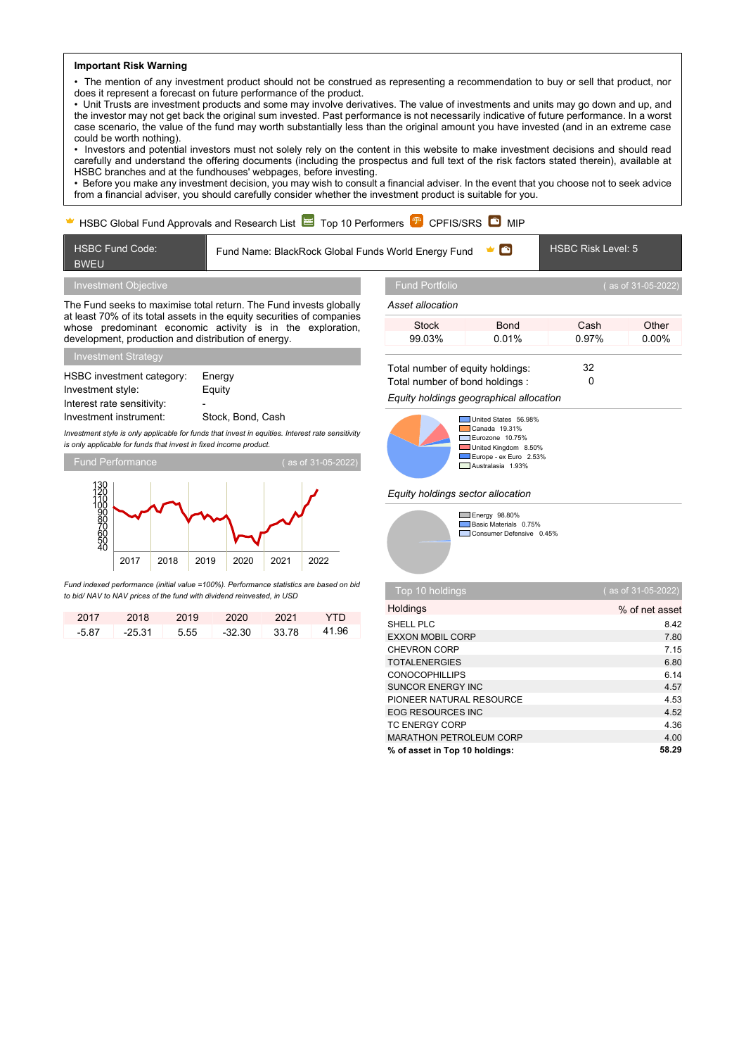**Important Risk Warning**

- The mention of any investment product should not be construed as representing a recommendation to buy or sell that product, nor does it represent a forecast on future performance of the product.
- Unit Trusts are investment products and some may involve derivatives. The value of investments and units may go down and up, and the investor may not get back the original sum invested. Past performance is not necessarily indicative of future performance. In a worst case scenario, the value of the fund may worth substantially less than the original amount you have invested (and in an extreme case could be worth nothing).
- Investors and potential investors must not solely rely on the content in this website to make investment decisions and should read carefully and understand the offering documents (including the prospectus and full text of the risk factors stated therein), available at HSBC branches and at the fundhouses' webpages, before investing.
- Before you make any investment decision, you may wish to consult a financial adviser. In the event that you choose not to seek advice from a financial adviser, you should carefully consider whether the investment product is suitable for you.

HSBC Global Fund Approvals and Research List | Top 10 Performers | CPFIS/SRS | MIP

| HSBC Fund Code: BWEU | Fund Name: BlackRock Global Funds World Energy Fund | HSBC Risk Level: 5 |
|---|---|---|

## Investment Objective

The Fund seeks to maximise total return. The Fund invests globally at least 70% of its total assets in the equity securities of companies whose predominant economic activity is in the exploration, development, production and distribution of energy.

## Investment Strategy

| | |
|---|---|
| HSBC investment category: | Energy |
| Investment style: | Equity |
| Interest rate sensitivity: | - |
| Investment instrument: | Stock, Bond, Cash |

*Investment style is only applicable for funds that invest in equities. Interest rate sensitivity is only applicable for funds that invest in fixed income product.*

## Fund Performance

( as of 31-05-2022)

*Fund indexed performance (initial value =100%). Performance statistics are based on bid to bid/ NAV to NAV prices of the fund with dividend reinvested, in USD*

| 2017 | 2018 | 2019 | 2020 | 2021 | YTD |
|---|---|---|---|---|---|
| -5.87 | -25.31 | 5.55 | -32.30 | 33.78 | 41.96 |

## Fund Portfolio

( as of 31-05-2022)

*Asset allocation*

| Stock | Bond | Cash | Other |
|---|---|---|---|
| 99.03% | 0.01% | 0.97% | 0.00% |

Total number of equity holdings: 32

Total number of bond holdings : 0

*Equity holdings geographical allocation*

| Region | % |
|---|---|
| United States | 56.98% |
| Canada | 19.31% |
| Eurozone | 10.75% |
| United Kingdom | 8.50% |
| Europe - ex Euro | 2.53% |
| Australasia | 1.93% |

*Equity holdings sector allocation*

| Sector | % |
|---|---|
| Energy | 98.80% |
| Basic Materials | 0.75% |
| Consumer Defensive | 0.45% |

## Top 10 holdings

( as of 31-05-2022)

| Holdings | % of net asset |
|---|---|
| SHELL PLC | 8.42 |
| EXXON MOBIL CORP | 7.80 |
| CHEVRON CORP | 7.15 |
| TOTALENERGIES | 6.80 |
| CONOCOPHILLIPS | 6.14 |
| SUNCOR ENERGY INC | 4.57 |
| PIONEER NATURAL RESOURCE | 4.53 |
| EOG RESOURCES INC | 4.52 |
| TC ENERGY CORP | 4.36 |
| MARATHON PETROLEUM CORP | 4.00 |
| **% of asset in Top 10 holdings:** | **58.29** |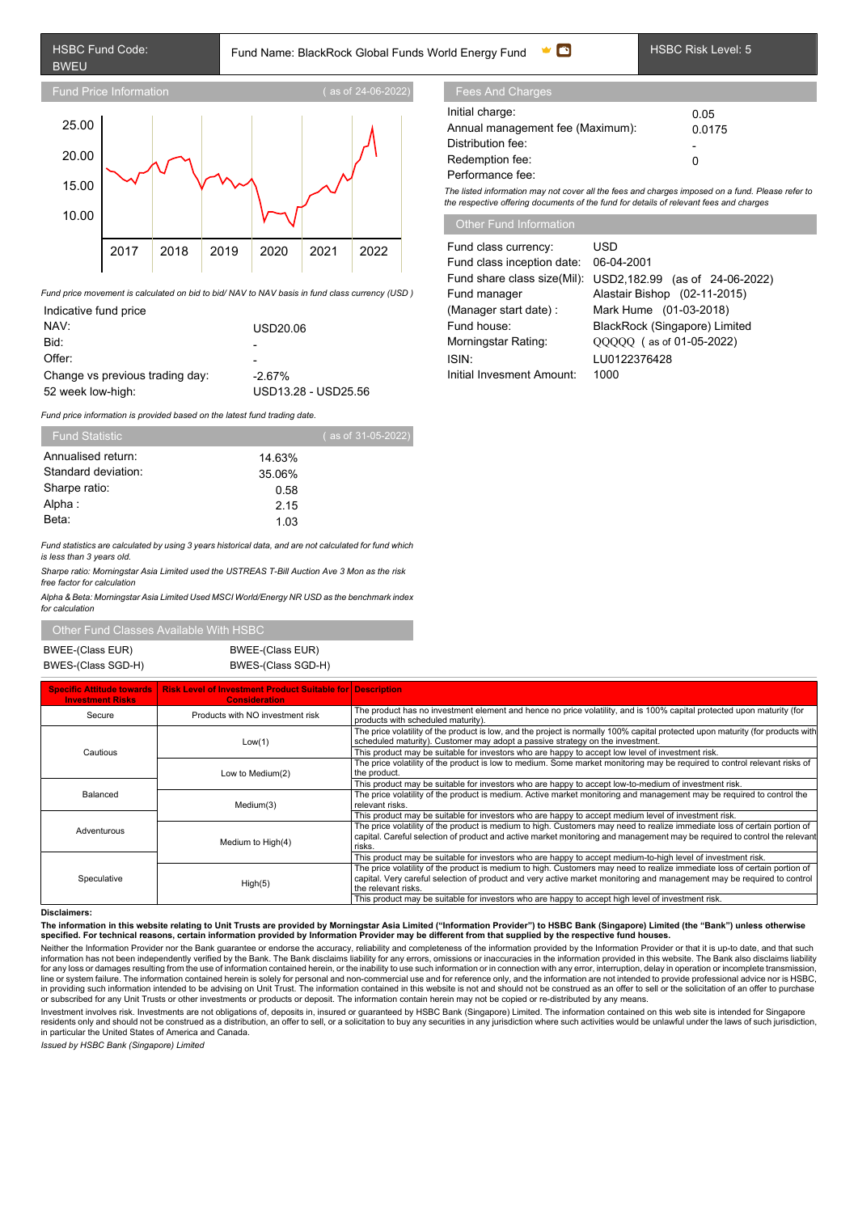| HSBC Fund Code: BWEU | Fund Name: BlackRock Global Funds World Energy Fund | HSBC Risk Level: 5 |
|---|---|---|

## Fund Price Information

( as of 24-06-2022)

25.00
20.00
15.00
10.00
2017 2018 2019 2020 2021 2022

*Fund price movement is calculated on bid to bid/ NAV to NAV basis in fund class currency (USD )*

| | |
|---|---|
| Indicative fund price | |
| NAV: | USD20.06 |
| Bid: | - |
| Offer: | - |
| Change vs previous trading day: | -2.67% |
| 52 week low-high: | USD13.28 - USD25.56 |

*Fund price information is provided based on the latest fund trading date.*

## Fund Statistic

( as of 31-05-2022)

| | |
|---|---|
| Annualised return: | 14.63% |
| Standard deviation: | 35.06% |
| Sharpe ratio: | 0.58 |
| Alpha : | 2.15 |
| Beta: | 1.03 |

*Fund statistics are calculated by using 3 years historical data, and are not calculated for fund which is less than 3 years old.*

*Sharpe ratio: Morningstar Asia Limited used the USTREAS T-Bill Auction Ave 3 Mon as the risk free factor for calculation*

*Alpha & Beta: Morningstar Asia Limited Used MSCI World/Energy NR USD as the benchmark index for calculation*

## Other Fund Classes Available With HSBC

| | |
|---|---|
| BWEE-(Class EUR) | BWEE-(Class EUR) |
| BWES-(Class SGD-H) | BWES-(Class SGD-H) |

## Fees And Charges

| | |
|---|---|
| Initial charge: | 0.05 |
| Annual management fee (Maximum): | 0.0175 |
| Distribution fee: | - |
| Redemption fee: | 0 |
| Performance fee: | |

*The listed information may not cover all the fees and charges imposed on a fund. Please refer to the respective offering documents of the fund for details of relevant fees and charges*

## Other Fund Information

| | |
|---|---|
| Fund class currency: | USD |
| Fund class inception date: | 06-04-2001 |
| Fund share class size(Mil): | USD2,182.99 (as of 24-06-2022) |
| Fund manager (Manager start date) : | Alastair Bishop (02-11-2015)<br>Mark Hume (01-03-2018) |
| Fund house: | BlackRock (Singapore) Limited |
| Morningstar Rating: | QQQQQ ( as of 01-05-2022) |
| ISIN: | LU0122376428 |
| Initial Invesment Amount: | 1000 |

| Specific Attitude towards Investment Risks | Risk Level of Investment Product Suitable for Consideration | Description |
|---|---|---|
| Secure | Products with NO investment risk | The product has no investment element and hence no price volatility, and is 100% capital protected upon maturity (for products with scheduled maturity). |
| Cautious | Low(1) | The price volatility of the product is low, and the project is normally 100% capital protected upon maturity (for products with scheduled maturity). Customer may adopt a passive strategy on the investment. |
| | | This product may be suitable for investors who are happy to accept low level of investment risk. |
| | Low to Medium(2) | The price volatility of the product is low to medium. Some market monitoring may be required to control relevant risks of the product. |
| Balanced | | This product may be suitable for investors who are happy to accept low-to-medium of investment risk. |
| | Medium(3) | The price volatility of the product is medium. Active market monitoring and management may be required to control the relevant risks. |
| Adventurous | | This product may be suitable for investors who are happy to accept medium level of investment risk. |
| | Medium to High(4) | The price volatility of the product is medium to high. Customers may need to realize immediate loss of certain portion of capital. Careful selection of product and active market monitoring and management may be required to control the relevant risks. |
| Speculative | | This product may be suitable for investors who are happy to accept medium-to-high level of investment risk. |
| | High(5) | The price volatility of the product is medium to high. Customers may need to realize immediate loss of certain portion of capital. Very careful selection of product and very active market monitoring and management may be required to control the relevant risks. |
| | | This product may be suitable for investors who are happy to accept high level of investment risk. |

**Disclaimers:**

**The information in this website relating to Unit Trusts are provided by Morningstar Asia Limited ("Information Provider") to HSBC Bank (Singapore) Limited (the "Bank") unless otherwise specified. For technical reasons, certain information provided by Information Provider may be different from that supplied by the respective fund houses.**

Neither the Information Provider nor the Bank guarantee or endorse the accuracy, reliability and completeness of the information provided by the Information Provider or that it is up-to date, and that such information has not been independently verified by the Bank. The Bank disclaims liability for any errors, omissions or inaccuracies in the information provided in this website. The Bank also disclaims liability for any loss or damages resulting from the use of information contained herein, or the inability to use such information or in connection with any error, interruption, delay in operation or incomplete transmission, line or system failure. The information contained herein is solely for personal and non-commercial use and for reference only, and the information are not intended to provide professional advice nor is HSBC, in providing such information intended to be advising on Unit Trust. The information contained in this website is not and should not be construed as an offer to sell or the solicitation of an offer to purchase or subscribed for any Unit Trusts or other investments or products or deposit. The information contain herein may not be copied or re-distributed by any means.

Investment involves risk. Investments are not obligations of, deposits in, insured or guaranteed by HSBC Bank (Singapore) Limited. The information contained on this web site is intended for Singapore residents only and should not be construed as a distribution, an offer to sell, or a solicitation to buy any securities in any jurisdiction where such activities would be unlawful under the laws of such jurisdiction, in particular the United States of America and Canada.

*Issued by HSBC Bank (Singapore) Limited*